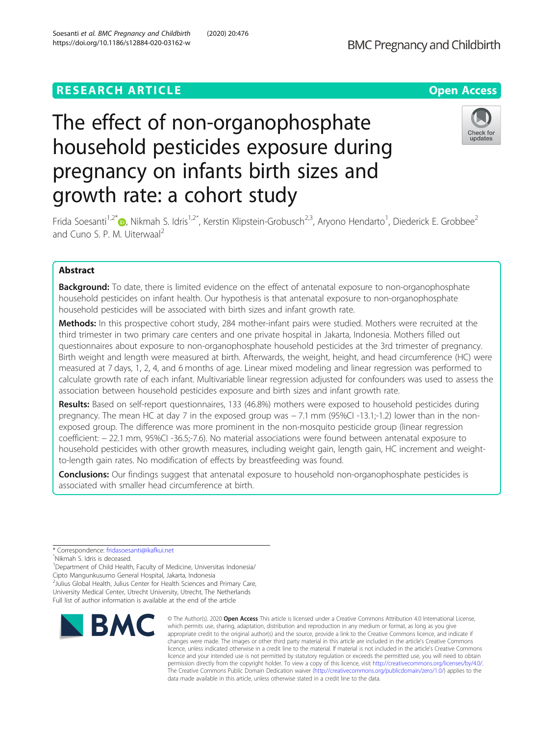RESEARCH ARTICLE

Open Access

# The effect of non-organophosphate household pesticides exposure during pregnancy on infants birth sizes and growth rate: a cohort study

Frida Soesanti[1,2*], Nikmah S. Idris[1,2^], Kerstin Klipstein-Grobusch[2,3], Aryono Hendarto[1], Diederick E. Grobbee[2] and Cuno S. P. M. Uiterwaal[2]

## Abstract

**Background:** To date, there is limited evidence on the effect of antenatal exposure to non-organophosphate household pesticides on infant health. Our hypothesis is that antenatal exposure to non-organophosphate household pesticides will be associated with birth sizes and infant growth rate.

**Methods:** In this prospective cohort study, 284 mother-infant pairs were studied. Mothers were recruited at the third trimester in two primary care centers and one private hospital in Jakarta, Indonesia. Mothers filled out questionnaires about exposure to non-organophosphate household pesticides at the 3rd trimester of pregnancy. Birth weight and length were measured at birth. Afterwards, the weight, height, and head circumference (HC) were measured at 7 days, 1, 2, 4, and 6 months of age. Linear mixed modeling and linear regression was performed to calculate growth rate of each infant. Multivariable linear regression adjusted for confounders was used to assess the association between household pesticides exposure and birth sizes and infant growth rate.

**Results:** Based on self-report questionnaires, 133 (46.8%) mothers were exposed to household pesticides during pregnancy. The mean HC at day 7 in the exposed group was − 7.1 mm (95%CI -13.1;-1.2) lower than in the non-exposed group. The difference was more prominent in the non-mosquito pesticide group (linear regression coefficient: − 22.1 mm, 95%CI -36.5;-7.6). No material associations were found between antenatal exposure to household pesticides with other growth measures, including weight gain, length gain, HC increment and weight-to-length gain rates. No modification of effects by breastfeeding was found.

**Conclusions:** Our findings suggest that antenatal exposure to household non-organophosphate pesticides is associated with smaller head circumference at birth.

\* Correspondence: fridasoesanti@ikafkui.net
^Nikmah S. Idris is deceased.
[1]Department of Child Health, Faculty of Medicine, Universitas Indonesia/Cipto Mangunkusumo General Hospital, Jakarta, Indonesia
[2]Julius Global Health, Julius Center for Health Sciences and Primary Care, University Medical Center, Utrecht University, Utrecht, The Netherlands
Full list of author information is available at the end of the article

© The Author(s). 2020 **Open Access** This article is licensed under a Creative Commons Attribution 4.0 International License, which permits use, sharing, adaptation, distribution and reproduction in any medium or format, as long as you give appropriate credit to the original author(s) and the source, provide a link to the Creative Commons licence, and indicate if changes were made. The images or other third party material in this article are included in the article's Creative Commons licence, unless indicated otherwise in a credit line to the material. If material is not included in the article's Creative Commons licence and your intended use is not permitted by statutory regulation or exceeds the permitted use, you will need to obtain permission directly from the copyright holder. To view a copy of this licence, visit http://creativecommons.org/licenses/by/4.0/. The Creative Commons Public Domain Dedication waiver (http://creativecommons.org/publicdomain/zero/1.0/) applies to the data made available in this article, unless otherwise stated in a credit line to the data.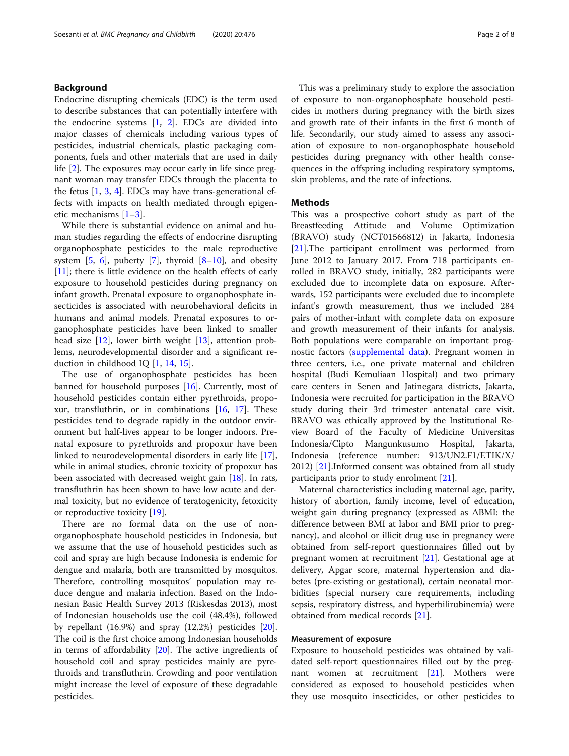## Background

Endocrine disrupting chemicals (EDC) is the term used to describe substances that can potentially interfere with the endocrine systems [1, 2]. EDCs are divided into major classes of chemicals including various types of pesticides, industrial chemicals, plastic packaging components, fuels and other materials that are used in daily life [2]. The exposures may occur early in life since pregnant woman may transfer EDCs through the placenta to the fetus [1, 3, 4]. EDCs may have trans-generational effects with impacts on health mediated through epigenetic mechanisms [1–3].

While there is substantial evidence on animal and human studies regarding the effects of endocrine disrupting organophosphate pesticides to the male reproductive system [5, 6], puberty [7], thyroid [8–10], and obesity [11]; there is little evidence on the health effects of early exposure to household pesticides during pregnancy on infant growth. Prenatal exposure to organophosphate insecticides is associated with neurobehavioral deficits in humans and animal models. Prenatal exposures to organophosphate pesticides have been linked to smaller head size [12], lower birth weight [13], attention problems, neurodevelopmental disorder and a significant reduction in childhood IQ [1, 14, 15].

The use of organophosphate pesticides has been banned for household purposes [16]. Currently, most of household pesticides contain either pyrethroids, propoxur, transfluthrin, or in combinations [16, 17]. These pesticides tend to degrade rapidly in the outdoor environment but half-lives appear to be longer indoors. Prenatal exposure to pyrethroids and propoxur have been linked to neurodevelopmental disorders in early life [17], while in animal studies, chronic toxicity of propoxur has been associated with decreased weight gain [18]. In rats, transfluthrin has been shown to have low acute and dermal toxicity, but no evidence of teratogenicity, fetoxicity or reproductive toxicity [19].

There are no formal data on the use of non-organophosphate household pesticides in Indonesia, but we assume that the use of household pesticides such as coil and spray are high because Indonesia is endemic for dengue and malaria, both are transmitted by mosquitos. Therefore, controlling mosquitos' population may reduce dengue and malaria infection. Based on the Indonesian Basic Health Survey 2013 (Riskesdas 2013), most of Indonesian households use the coil (48.4%), followed by repellant (16.9%) and spray (12.2%) pesticides [20]. The coil is the first choice among Indonesian households in terms of affordability [20]. The active ingredients of household coil and spray pesticides mainly are pyrethroids and transfluthrin. Crowding and poor ventilation might increase the level of exposure of these degradable pesticides.

This was a preliminary study to explore the association of exposure to non-organophosphate household pesticides in mothers during pregnancy with the birth sizes and growth rate of their infants in the first 6 month of life. Secondarily, our study aimed to assess any association of exposure to non-organophosphate household pesticides during pregnancy with other health consequences in the offspring including respiratory symptoms, skin problems, and the rate of infections.

## Methods

This was a prospective cohort study as part of the Breastfeeding Attitude and Volume Optimization (BRAVO) study (NCT01566812) in Jakarta, Indonesia [21].The participant enrollment was performed from June 2012 to January 2017. From 718 participants enrolled in BRAVO study, initially, 282 participants were excluded due to incomplete data on exposure. Afterwards, 152 participants were excluded due to incomplete infant's growth measurement, thus we included 284 pairs of mother-infant with complete data on exposure and growth measurement of their infants for analysis. Both populations were comparable on important prognostic factors (supplemental data). Pregnant women in three centers, i.e., one private maternal and children hospital (Budi Kemuliaan Hospital) and two primary care centers in Senen and Jatinegara districts, Jakarta, Indonesia were recruited for participation in the BRAVO study during their 3rd trimester antenatal care visit. BRAVO was ethically approved by the Institutional Review Board of the Faculty of Medicine Universitas Indonesia/Cipto Mangunkusumo Hospital, Jakarta, Indonesia (reference number: 913/UN2.F1/ETIK/X/2012) [21].Informed consent was obtained from all study participants prior to study enrolment [21].

Maternal characteristics including maternal age, parity, history of abortion, family income, level of education, weight gain during pregnancy (expressed as ΔBMI: the difference between BMI at labor and BMI prior to pregnancy), and alcohol or illicit drug use in pregnancy were obtained from self-report questionnaires filled out by pregnant women at recruitment [21]. Gestational age at delivery, Apgar score, maternal hypertension and diabetes (pre-existing or gestational), certain neonatal morbidities (special nursery care requirements, including sepsis, respiratory distress, and hyperbilirubinemia) were obtained from medical records [21].

### Measurement of exposure

Exposure to household pesticides was obtained by validated self-report questionnaires filled out by the pregnant women at recruitment [21]. Mothers were considered as exposed to household pesticides when they use mosquito insecticides, or other pesticides to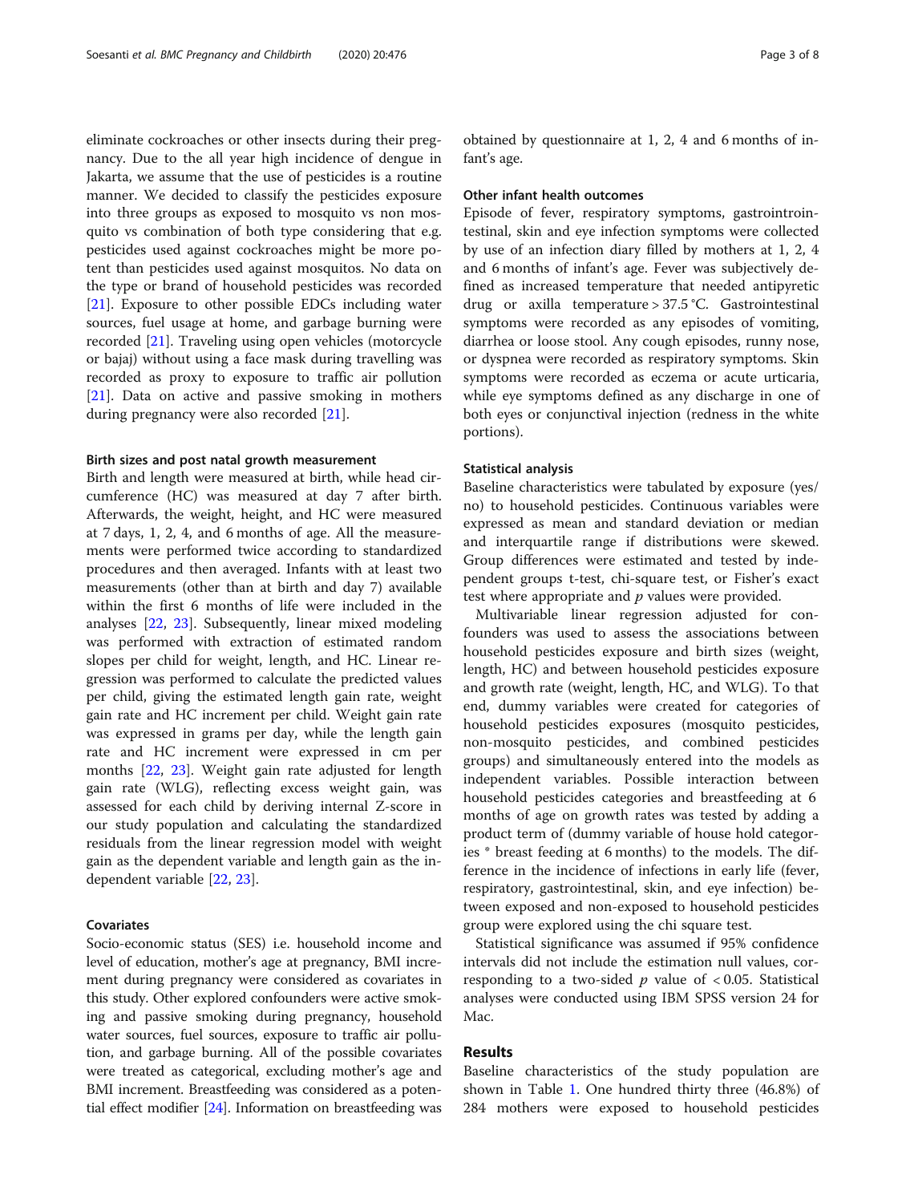eliminate cockroaches or other insects during their pregnancy. Due to the all year high incidence of dengue in Jakarta, we assume that the use of pesticides is a routine manner. We decided to classify the pesticides exposure into three groups as exposed to mosquito vs non mosquito vs combination of both type considering that e.g. pesticides used against cockroaches might be more potent than pesticides used against mosquitos. No data on the type or brand of household pesticides was recorded [21]. Exposure to other possible EDCs including water sources, fuel usage at home, and garbage burning were recorded [21]. Traveling using open vehicles (motorcycle or bajaj) without using a face mask during travelling was recorded as proxy to exposure to traffic air pollution [21]. Data on active and passive smoking in mothers during pregnancy were also recorded [21].

#### Birth sizes and post natal growth measurement

Birth and length were measured at birth, while head circumference (HC) was measured at day 7 after birth. Afterwards, the weight, height, and HC were measured at 7 days, 1, 2, 4, and 6 months of age. All the measurements were performed twice according to standardized procedures and then averaged. Infants with at least two measurements (other than at birth and day 7) available within the first 6 months of life were included in the analyses [22, 23]. Subsequently, linear mixed modeling was performed with extraction of estimated random slopes per child for weight, length, and HC. Linear regression was performed to calculate the predicted values per child, giving the estimated length gain rate, weight gain rate and HC increment per child. Weight gain rate was expressed in grams per day, while the length gain rate and HC increment were expressed in cm per months [22, 23]. Weight gain rate adjusted for length gain rate (WLG), reflecting excess weight gain, was assessed for each child by deriving internal Z-score in our study population and calculating the standardized residuals from the linear regression model with weight gain as the dependent variable and length gain as the independent variable [22, 23].

#### Covariates

Socio-economic status (SES) i.e. household income and level of education, mother's age at pregnancy, BMI increment during pregnancy were considered as covariates in this study. Other explored confounders were active smoking and passive smoking during pregnancy, household water sources, fuel sources, exposure to traffic air pollution, and garbage burning. All of the possible covariates were treated as categorical, excluding mother's age and BMI increment. Breastfeeding was considered as a potential effect modifier [24]. Information on breastfeeding was obtained by questionnaire at 1, 2, 4 and 6 months of infant's age.

#### Other infant health outcomes

Episode of fever, respiratory symptoms, gastrointestinal, skin and eye infection symptoms were collected by use of an infection diary filled by mothers at 1, 2, 4 and 6 months of infant's age. Fever was subjectively defined as increased temperature that needed antipyretic drug or axilla temperature > 37.5 °C. Gastrointestinal symptoms were recorded as any episodes of vomiting, diarrhea or loose stool. Any cough episodes, runny nose, or dyspnea were recorded as respiratory symptoms. Skin symptoms were recorded as eczema or acute urticaria, while eye symptoms defined as any discharge in one of both eyes or conjunctival injection (redness in the white portions).

#### Statistical analysis

Baseline characteristics were tabulated by exposure (yes/no) to household pesticides. Continuous variables were expressed as mean and standard deviation or median and interquartile range if distributions were skewed. Group differences were estimated and tested by independent groups t-test, chi-square test, or Fisher's exact test where appropriate and *p* values were provided.

Multivariable linear regression adjusted for confounders was used to assess the associations between household pesticides exposure and birth sizes (weight, length, HC) and between household pesticides exposure and growth rate (weight, length, HC, and WLG). To that end, dummy variables were created for categories of household pesticides exposures (mosquito pesticides, non-mosquito pesticides, and combined pesticides groups) and simultaneously entered into the models as independent variables. Possible interaction between household pesticides categories and breastfeeding at 6 months of age on growth rates was tested by adding a product term of (dummy variable of house hold categories * breast feeding at 6 months) to the models. The difference in the incidence of infections in early life (fever, respiratory, gastrointestinal, skin, and eye infection) between exposed and non-exposed to household pesticides group were explored using the chi square test.

Statistical significance was assumed if 95% confidence intervals did not include the estimation null values, corresponding to a two-sided $p$ value of $< 0.05$. Statistical analyses were conducted using IBM SPSS version 24 for Mac.

## Results

Baseline characteristics of the study population are shown in Table 1. One hundred thirty three (46.8%) of 284 mothers were exposed to household pesticides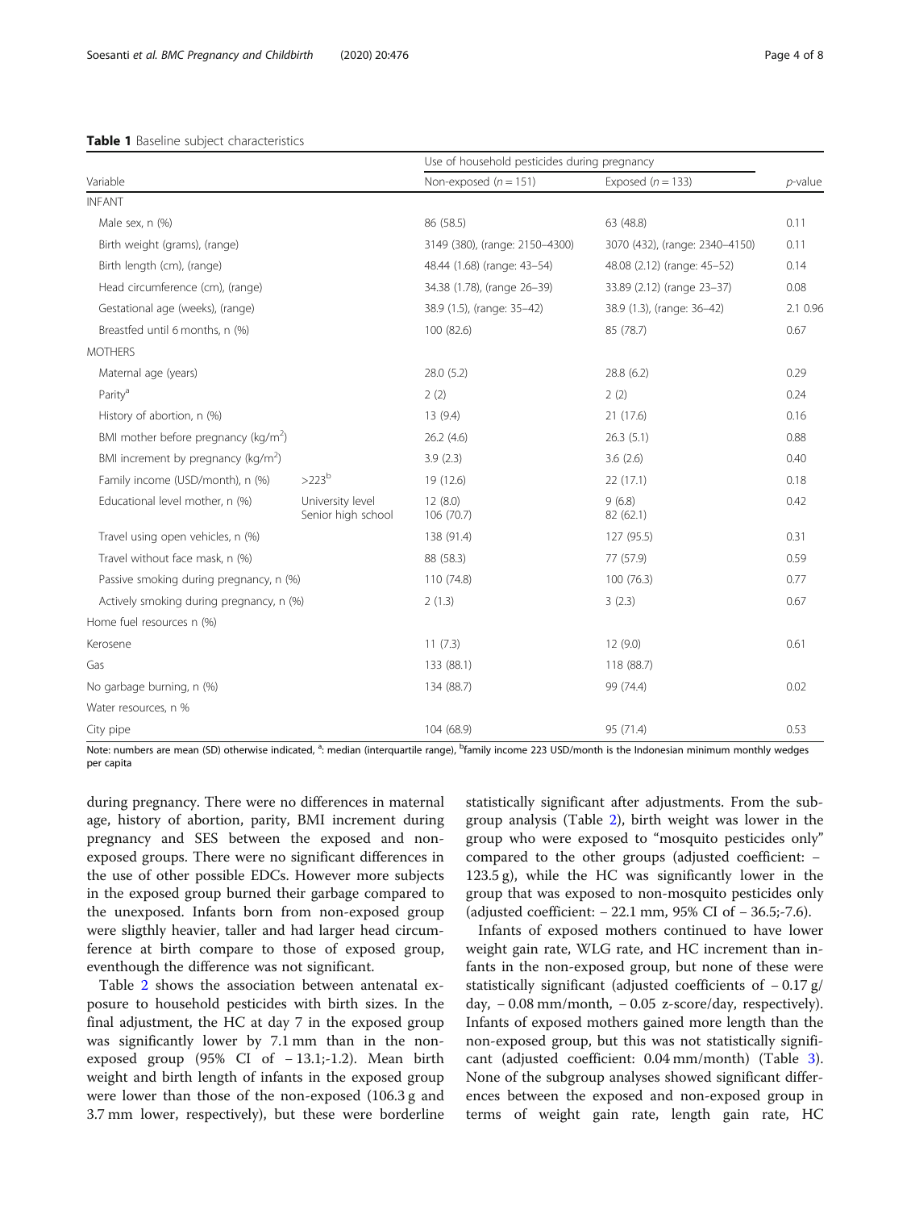**Table 1** Baseline subject characteristics

| Variable | | Use of household pesticides during pregnancy | | *p*-value |
|---|---|---|---|---|
| | | Non-exposed (*n* = 151) | Exposed (*n* = 133) | |
| INFANT | | | | |
| Male sex, n (%) | | 86 (58.5) | 63 (48.8) | 0.11 |
| Birth weight (grams), (range) | | 3149 (380), (range: 2150–4300) | 3070 (432), (range: 2340–4150) | 0.11 |
| Birth length (cm), (range) | | 48.44 (1.68) (range: 43–54) | 48.08 (2.12) (range: 45–52) | 0.14 |
| Head circumference (cm), (range) | | 34.38 (1.78), (range 26–39) | 33.89 (2.12) (range 23–37) | 0.08 |
| Gestational age (weeks), (range) | | 38.9 (1.5), (range: 35–42) | 38.9 (1.3), (range: 36–42) | 2.1 0.96 |
| Breastfed until 6 months, n (%) | | 100 (82.6) | 85 (78.7) | 0.67 |
| MOTHERS | | | | |
| Maternal age (years) | | 28.0 (5.2) | 28.8 (6.2) | 0.29 |
| Parity[a] | | 2 (2) | 2 (2) | 0.24 |
| History of abortion, n (%) | | 13 (9.4) | 21 (17.6) | 0.16 |
| BMI mother before pregnancy (kg/m$^2$) | | 26.2 (4.6) | 26.3 (5.1) | 0.88 |
| BMI increment by pregnancy (kg/m$^2$) | | 3.9 (2.3) | 3.6 (2.6) | 0.40 |
| Family income (USD/month), n (%) | >223[b] | 19 (12.6) | 22 (17.1) | 0.18 |
| Educational level mother, n (%) | University level<br>Senior high school | 12 (8.0)<br>106 (70.7) | 9 (6.8)<br>82 (62.1) | 0.42 |
| Travel using open vehicles, n (%) | | 138 (91.4) | 127 (95.5) | 0.31 |
| Travel without face mask, n (%) | | 88 (58.3) | 77 (57.9) | 0.59 |
| Passive smoking during pregnancy, n (%) | | 110 (74.8) | 100 (76.3) | 0.77 |
| Actively smoking during pregnancy, n (%) | | 2 (1.3) | 3 (2.3) | 0.67 |
| Home fuel resources n (%) | | | | |
| Kerosene | | 11 (7.3) | 12 (9.0) | 0.61 |
| Gas | | 133 (88.1) | 118 (88.7) | |
| No garbage burning, n (%) | | 134 (88.7) | 99 (74.4) | 0.02 |
| Water resources, n % | | | | |
| City pipe | | 104 (68.9) | 95 (71.4) | 0.53 |

Note: numbers are mean (SD) otherwise indicated, [a]: median (interquartile range), [b]family income 223 USD/month is the Indonesian minimum monthly wedges per capita

during pregnancy. There were no differences in maternal age, history of abortion, parity, BMI increment during pregnancy and SES between the exposed and non-exposed groups. There were no significant differences in the use of other possible EDCs. However more subjects in the exposed group burned their garbage compared to the unexposed. Infants born from non-exposed group were sligthly heavier, taller and had larger head circumference at birth compare to those of exposed group, eventhough the difference was not significant.

Table 2 shows the association between antenatal exposure to household pesticides with birth sizes. In the final adjustment, the HC at day 7 in the exposed group was significantly lower by 7.1 mm than in the non-exposed group (95% CI of − 13.1;-1.2). Mean birth weight and birth length of infants in the exposed group were lower than those of the non-exposed (106.3 g and 3.7 mm lower, respectively), but these were borderline statistically significant after adjustments. From the subgroup analysis (Table 2), birth weight was lower in the group who were exposed to "mosquito pesticides only" compared to the other groups (adjusted coefficient: − 123.5 g), while the HC was significantly lower in the group that was exposed to non-mosquito pesticides only (adjusted coefficient: − 22.1 mm, 95% CI of − 36.5;-7.6).

Infants of exposed mothers continued to have lower weight gain rate, WLG rate, and HC increment than infants in the non-exposed group, but none of these were statistically significant (adjusted coefficients of − 0.17 g/day, − 0.08 mm/month, − 0.05 z-score/day, respectively). Infants of exposed mothers gained more length than the non-exposed group, but this was not statistically significant (adjusted coefficient: 0.04 mm/month) (Table 3). None of the subgroup analyses showed significant differences between the exposed and non-exposed group in terms of weight gain rate, length gain rate, HC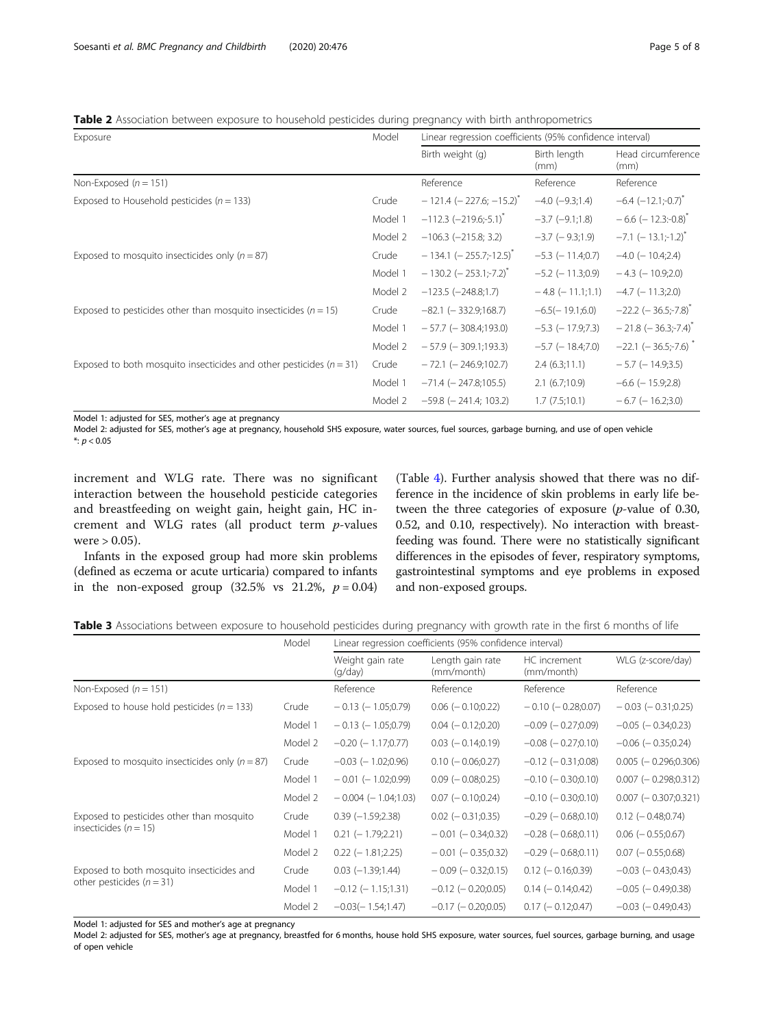**Table 2** Association between exposure to household pesticides during pregnancy with birth anthropometrics

| Exposure | Model | Linear regression coefficients (95% confidence interval) | | |
|---|---|---|---|---|
| | | Birth weight (g) | Birth length (mm) | Head circumference (mm) |
| Non-Exposed ($n = 151$) | | Reference | Reference | Reference |
| Exposed to Household pesticides ($n = 133$) | Crude | − 121.4 (− 227.6; −15.2)* | −4.0 (−9.3;1.4) | −6.4 (−12.1;-0.7)* |
| | Model 1 | −112.3 (−219.6;-5.1)* | −3.7 (−9.1;1.8) | − 6.6 (− 12.3:-0.8)* |
| | Model 2 | −106.3 (−215.8; 3.2) | −3.7 (− 9.3;1.9) | −7.1 (− 13.1;-1.2)* |
| Exposed to mosquito insecticides only ($n = 87$) | Crude | − 134.1 (− 255.7;-12.5)* | −5.3 (− 11.4;0.7) | −4.0 (− 10.4;2.4) |
| | Model 1 | − 130.2 (− 253.1;-7.2)* | −5.2 (− 11.3;0.9) | − 4.3 (− 10.9;2.0) |
| | Model 2 | −123.5 (−248.8;1.7) | − 4.8 (− 11.1;1.1) | −4.7 (− 11.3;2.0) |
| Exposed to pesticides other than mosquito insecticides ($n = 15$) | Crude | −82.1 (− 332.9;168.7) | −6.5(− 19.1;6.0) | −22.2 (− 36.5;-7.8)* |
| | Model 1 | − 57.7 (− 308.4;193.0) | −5.3 (− 17.9;7.3) | − 21.8 (− 36.3;-7.4)* |
| | Model 2 | − 57.9 (− 309.1;193.3) | −5.7 (− 18.4;7.0) | −22.1 (− 36.5;-7.6)* |
| Exposed to both mosquito insecticides and other pesticides ($n = 31$) | Crude | − 72.1 (− 246.9;102.7) | 2.4 (6.3;11.1) | − 5.7 (− 14.9;3.5) |
| | Model 1 | −71.4 (− 247.8;105.5) | 2.1 (6.7;10.9) | −6.6 (− 15.9;2.8) |
| | Model 2 | −59.8 (− 241.4; 103.2) | 1.7 (7.5;10.1) | − 6.7 (− 16.2;3.0) |

Model 1: adjusted for SES, mother's age at pregnancy
Model 2: adjusted for SES, mother's age at pregnancy, household SHS exposure, water sources, fuel sources, garbage burning, and use of open vehicle
*: $p < 0.05$

increment and WLG rate. There was no significant interaction between the household pesticide categories and breastfeeding on weight gain, height gain, HC increment and WLG rates (all product term $p$-values were > 0.05).

Infants in the exposed group had more skin problems (defined as eczema or acute urticaria) compared to infants in the non-exposed group (32.5% vs 21.2%, $p = 0.04$) (Table 4). Further analysis showed that there was no difference in the incidence of skin problems in early life between the three categories of exposure ($p$-value of 0.30, 0.52, and 0.10, respectively). No interaction with breastfeeding was found. There were no statistically significant differences in the episodes of fever, respiratory symptoms, gastrointestinal symptoms and eye problems in exposed and non-exposed groups.

**Table 3** Associations between exposure to household pesticides during pregnancy with growth rate in the first 6 months of life

| | Model | Linear regression coefficients (95% confidence interval) | | | |
|---|---|---|---|---|---|
| | | Weight gain rate (g/day) | Length gain rate (mm/month) | HC increment (mm/month) | WLG (z-score/day) |
| Non-Exposed ($n = 151$) | | Reference | Reference | Reference | Reference |
| Exposed to house hold pesticides ($n = 133$) | Crude | − 0.13 (− 1.05;0.79) | 0.06 (− 0.10;0.22) | − 0.10 (− 0.28;0.07) | − 0.03 (− 0.31;0.25) |
| | Model 1 | − 0.13 (− 1.05;0.79) | 0.04 (− 0.12;0.20) | −0.09 (− 0.27;0.09) | −0.05 (− 0.34;0.23) |
| | Model 2 | −0.20 (− 1.17;0.77) | 0.03 (− 0.14;0.19) | −0.08 (− 0.27;0.10) | −0.06 (− 0.35;0.24) |
| Exposed to mosquito insecticides only ($n = 87$) | Crude | −0.03 (− 1.02;0.96) | 0.10 (− 0.06;0.27) | −0.12 (− 0.31;0.08) | 0.005 (− 0.296;0.306) |
| | Model 1 | − 0.01 (− 1.02;0.99) | 0.09 (− 0.08;0.25) | −0.10 (− 0.30;0.10) | 0.007 (− 0.298;0.312) |
| | Model 2 | − 0.004 (− 1.04;1.03) | 0.07 (− 0.10;0.24) | −0.10 (− 0.30;0.10) | 0.007 (− 0.307;0.321) |
| Exposed to pesticides other than mosquito insecticides ($n = 15$) | Crude | 0.39 (−1.59;2.38) | 0.02 (− 0.31;0.35) | −0.29 (− 0.68;0.10) | 0.12 (− 0.48;0.74) |
| | Model 1 | 0.21 (− 1.79;2.21) | − 0.01 (− 0.34;0.32) | −0.28 (− 0.68;0.11) | 0.06 (− 0.55;0.67) |
| | Model 2 | 0.22 (− 1.81;2.25) | − 0.01 (− 0.35;0.32) | −0.29 (− 0.68;0.11) | 0.07 (− 0.55;0.68) |
| Exposed to both mosquito insecticides and other pesticides ($n = 31$) | Crude | 0.03 (−1.39;1.44) | − 0.09 (− 0.32;0.15) | 0.12 (− 0.16;0.39) | −0.03 (− 0.43;0.43) |
| | Model 1 | −0.12 (− 1.15;1.31) | −0.12 (− 0.20;0.05) | 0.14 (− 0.14;0.42) | −0.05 (− 0.49;0.38) |
| | Model 2 | −0.03(− 1.54;1.47) | −0.17 (− 0.20;0.05) | 0.17 (− 0.12;0.47) | −0.03 (− 0.49;0.43) |

Model 1: adjusted for SES and mother's age at pregnancy
Model 2: adjusted for SES, mother's age at pregnancy, breastfed for 6 months, house hold SHS exposure, water sources, fuel sources, garbage burning, and usage of open vehicle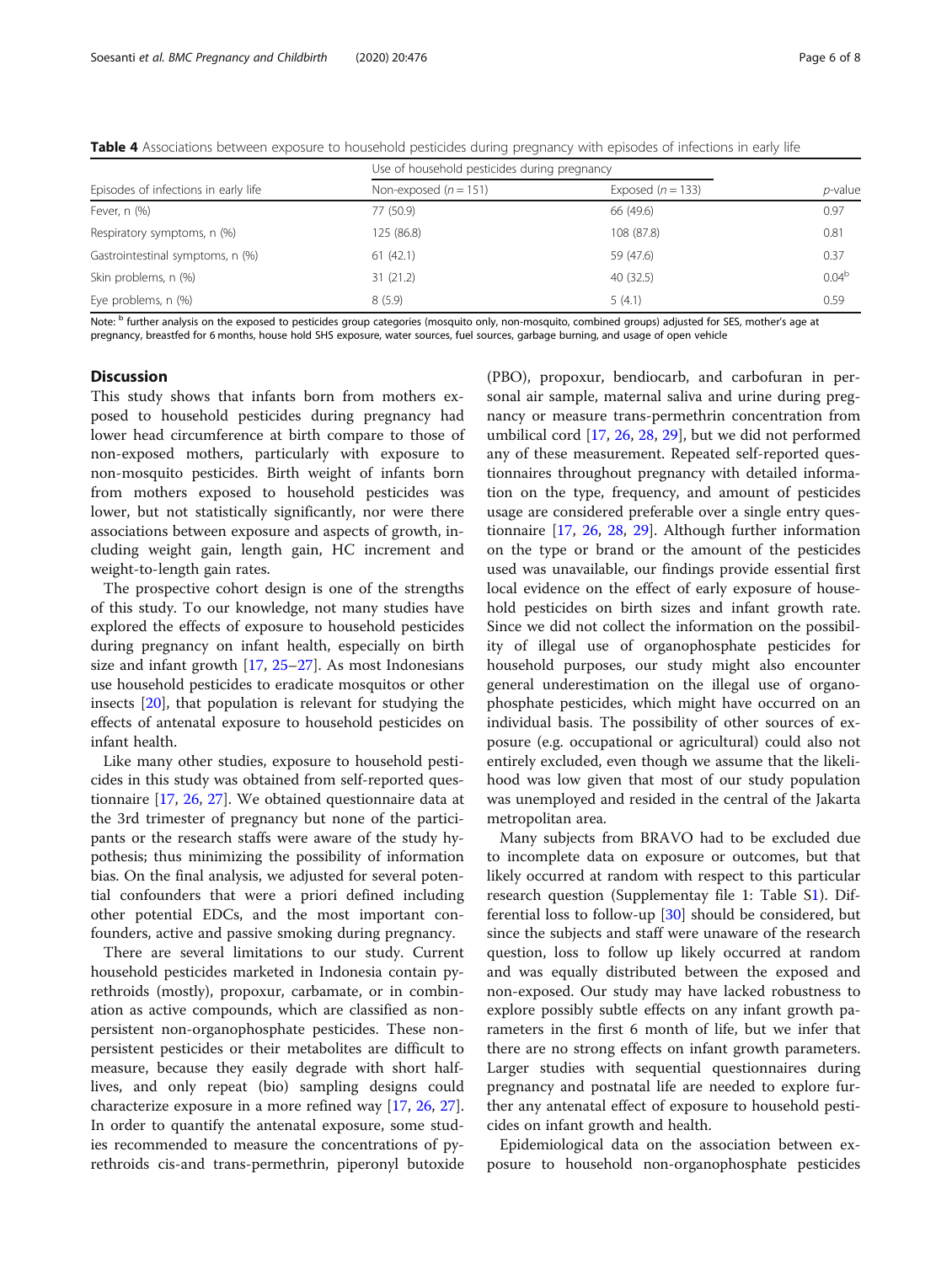**Table 4** Associations between exposure to household pesticides during pregnancy with episodes of infections in early life

| Episodes of infections in early life | Use of household pesticides during pregnancy | | *p*-value |
|---|---|---|---|
| | Non-exposed (*n* = 151) | Exposed (*n* = 133) | |
| Fever, n (%) | 77 (50.9) | 66 (49.6) | 0.97 |
| Respiratory symptoms, n (%) | 125 (86.8) | 108 (87.8) | 0.81 |
| Gastrointestinal symptoms, n (%) | 61 (42.1) | 59 (47.6) | 0.37 |
| Skin problems, n (%) | 31 (21.2) | 40 (32.5) | 0.04[b] |
| Eye problems, n (%) | 8 (5.9) | 5 (4.1) | 0.59 |

Note: [b] further analysis on the exposed to pesticides group categories (mosquito only, non-mosquito, combined groups) adjusted for SES, mother's age at pregnancy, breastfed for 6 months, house hold SHS exposure, water sources, fuel sources, garbage burning, and usage of open vehicle

## Discussion

This study shows that infants born from mothers exposed to household pesticides during pregnancy had lower head circumference at birth compare to those of non-exposed mothers, particularly with exposure to non-mosquito pesticides. Birth weight of infants born from mothers exposed to household pesticides was lower, but not statistically significantly, nor were there associations between exposure and aspects of growth, including weight gain, length gain, HC increment and weight-to-length gain rates.

The prospective cohort design is one of the strengths of this study. To our knowledge, not many studies have explored the effects of exposure to household pesticides during pregnancy on infant health, especially on birth size and infant growth [17, 25–27]. As most Indonesians use household pesticides to eradicate mosquitos or other insects [20], that population is relevant for studying the effects of antenatal exposure to household pesticides on infant health.

Like many other studies, exposure to household pesticides in this study was obtained from self-reported questionnaire [17, 26, 27]. We obtained questionnaire data at the 3rd trimester of pregnancy but none of the participants or the research staffs were aware of the study hypothesis; thus minimizing the possibility of information bias. On the final analysis, we adjusted for several potential confounders that were a priori defined including other potential EDCs, and the most important confounders, active and passive smoking during pregnancy.

There are several limitations to our study. Current household pesticides marketed in Indonesia contain pyrethroids (mostly), propoxur, carbamate, or in combination as active compounds, which are classified as non-persistent non-organophosphate pesticides. These non-persistent pesticides or their metabolites are difficult to measure, because they easily degrade with short half-lives, and only repeat (bio) sampling designs could characterize exposure in a more refined way [17, 26, 27]. In order to quantify the antenatal exposure, some studies recommended to measure the concentrations of pyrethroids cis-and trans-permethrin, piperonyl butoxide (PBO), propoxur, bendiocarb, and carbofuran in personal air sample, maternal saliva and urine during pregnancy or measure trans-permethrin concentration from umbilical cord [17, 26, 28, 29], but we did not performed any of these measurement. Repeated self-reported questionnaires throughout pregnancy with detailed information on the type, frequency, and amount of pesticides usage are considered preferable over a single entry questionnaire [17, 26, 28, 29]. Although further information on the type or brand or the amount of the pesticides used was unavailable, our findings provide essential first local evidence on the effect of early exposure of household pesticides on birth sizes and infant growth rate. Since we did not collect the information on the possibility of illegal use of organophosphate pesticides for household purposes, our study might also encounter general underestimation on the illegal use of organophosphate pesticides, which might have occurred on an individual basis. The possibility of other sources of exposure (e.g. occupational or agricultural) could also not entirely excluded, even though we assume that the likelihood was low given that most of our study population was unemployed and resided in the central of the Jakarta metropolitan area.

Many subjects from BRAVO had to be excluded due to incomplete data on exposure or outcomes, but that likely occurred at random with respect to this particular research question (Supplementay file 1: Table S1). Differential loss to follow-up [30] should be considered, but since the subjects and staff were unaware of the research question, loss to follow up likely occurred at random and was equally distributed between the exposed and non-exposed. Our study may have lacked robustness to explore possibly subtle effects on any infant growth parameters in the first 6 month of life, but we infer that there are no strong effects on infant growth parameters. Larger studies with sequential questionnaires during pregnancy and postnatal life are needed to explore further any antenatal effect of exposure to household pesticides on infant growth and health.

Epidemiological data on the association between exposure to household non-organophosphate pesticides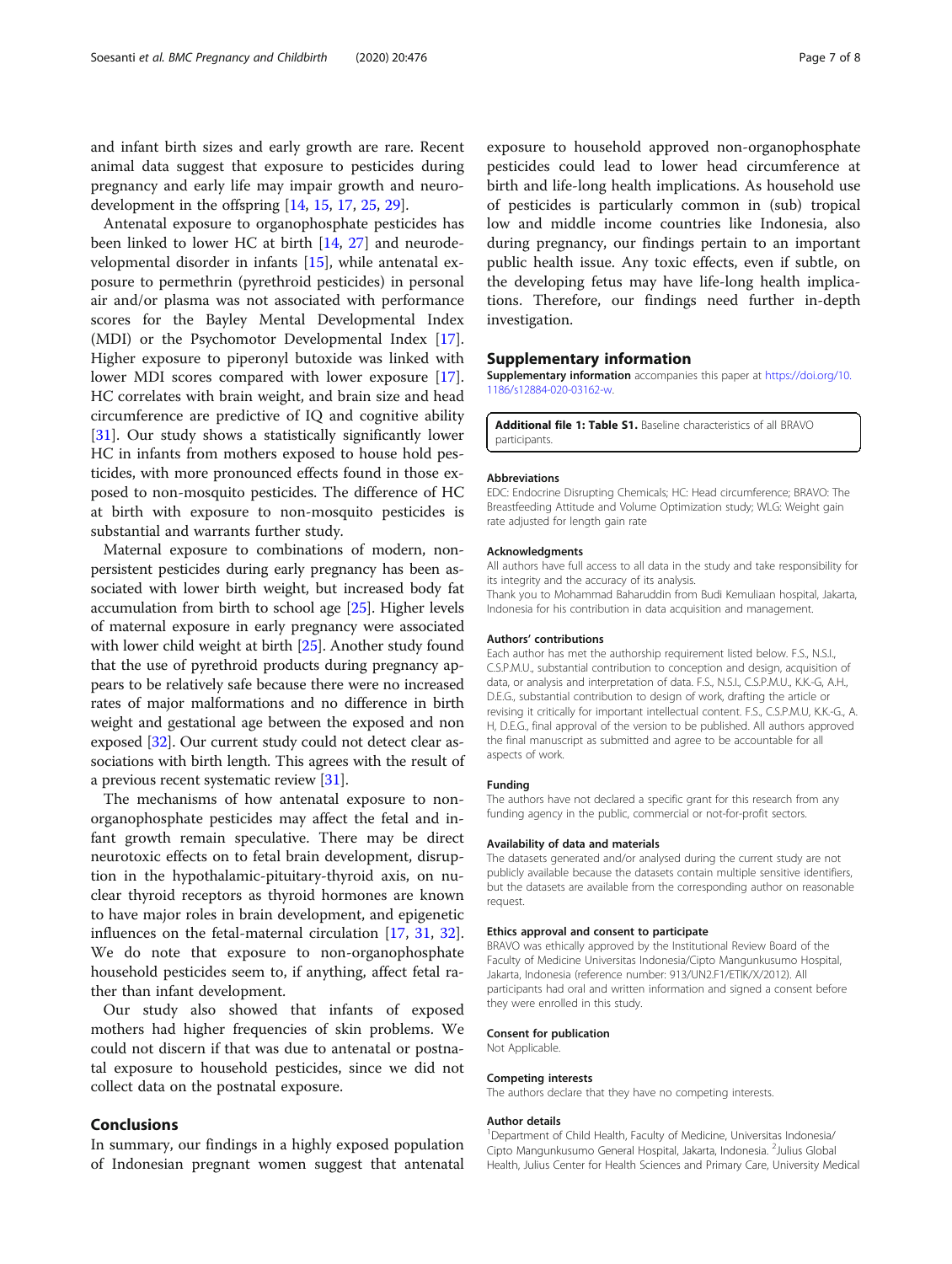and infant birth sizes and early growth are rare. Recent animal data suggest that exposure to pesticides during pregnancy and early life may impair growth and neurodevelopment in the offspring [14, 15, 17, 25, 29].

Antenatal exposure to organophosphate pesticides has been linked to lower HC at birth [14, 27] and neurodevelopmental disorder in infants [15], while antenatal exposure to permethrin (pyrethroid pesticides) in personal air and/or plasma was not associated with performance scores for the Bayley Mental Developmental Index (MDI) or the Psychomotor Developmental Index [17]. Higher exposure to piperonyl butoxide was linked with lower MDI scores compared with lower exposure [17]. HC correlates with brain weight, and brain size and head circumference are predictive of IQ and cognitive ability [31]. Our study shows a statistically significantly lower HC in infants from mothers exposed to house hold pesticides, with more pronounced effects found in those exposed to non-mosquito pesticides. The difference of HC at birth with exposure to non-mosquito pesticides is substantial and warrants further study.

Maternal exposure to combinations of modern, non-persistent pesticides during early pregnancy has been associated with lower birth weight, but increased body fat accumulation from birth to school age [25]. Higher levels of maternal exposure in early pregnancy were associated with lower child weight at birth [25]. Another study found that the use of pyrethroid products during pregnancy appears to be relatively safe because there were no increased rates of major malformations and no difference in birth weight and gestational age between the exposed and non exposed [32]. Our current study could not detect clear associations with birth length. This agrees with the result of a previous recent systematic review [31].

The mechanisms of how antenatal exposure to non-organophosphate pesticides may affect the fetal and infant growth remain speculative. There may be direct neurotoxic effects on to fetal brain development, disruption in the hypothalamic-pituitary-thyroid axis, on nuclear thyroid receptors as thyroid hormones are known to have major roles in brain development, and epigenetic influences on the fetal-maternal circulation [17, 31, 32]. We do note that exposure to non-organophosphate household pesticides seem to, if anything, affect fetal rather than infant development.

Our study also showed that infants of exposed mothers had higher frequencies of skin problems. We could not discern if that was due to antenatal or postnatal exposure to household pesticides, since we did not collect data on the postnatal exposure.

## Conclusions

In summary, our findings in a highly exposed population of Indonesian pregnant women suggest that antenatal exposure to household approved non-organophosphate pesticides could lead to lower head circumference at birth and life-long health implications. As household use of pesticides is particularly common in (sub) tropical low and middle income countries like Indonesia, also during pregnancy, our findings pertain to an important public health issue. Any toxic effects, even if subtle, on the developing fetus may have life-long health implications. Therefore, our findings need further in-depth investigation.

## Supplementary information

**Supplementary information** accompanies this paper at https://doi.org/10.1186/s12884-020-03162-w.

**Additional file 1: Table S1.** Baseline characteristics of all BRAVO participants.

#### Abbreviations

EDC: Endocrine Disrupting Chemicals; HC: Head circumference; BRAVO: The Breastfeeding Attitude and Volume Optimization study; WLG: Weight gain rate adjusted for length gain rate

#### Acknowledgments

All authors have full access to all data in the study and take responsibility for its integrity and the accuracy of its analysis.
Thank you to Mohammad Baharuddin from Budi Kemuliaan hospital, Jakarta, Indonesia for his contribution in data acquisition and management.

#### Authors' contributions

Each author has met the authorship requirement listed below. F.S., N.S.I., C.S.P.M.U., substantial contribution to conception and design, acquisition of data, or analysis and interpretation of data. F.S., N.S.I., C.S.P.M.U., K.K.-G, A.H., D.E.G., substantial contribution to design of work, drafting the article or revising it critically for important intellectual content. F.S., C.S.P.M.U, K.K.-G., A. H, D.E.G., final approval of the version to be published. All authors approved the final manuscript as submitted and agree to be accountable for all aspects of work.

#### Funding

The authors have not declared a specific grant for this research from any funding agency in the public, commercial or not-for-profit sectors.

#### Availability of data and materials

The datasets generated and/or analysed during the current study are not publicly available because the datasets contain multiple sensitive identifiers, but the datasets are available from the corresponding author on reasonable request.

#### Ethics approval and consent to participate

BRAVO was ethically approved by the Institutional Review Board of the Faculty of Medicine Universitas Indonesia/Cipto Mangunkusumo Hospital, Jakarta, Indonesia (reference number: 913/UN2.F1/ETIK/X/2012). All participants had oral and written information and signed a consent before they were enrolled in this study.

#### Consent for publication

Not Applicable.

#### Competing interests

The authors declare that they have no competing interests.

#### Author details

[1]Department of Child Health, Faculty of Medicine, Universitas Indonesia/Cipto Mangunkusumo General Hospital, Jakarta, Indonesia. [2]Julius Global Health, Julius Center for Health Sciences and Primary Care, University Medical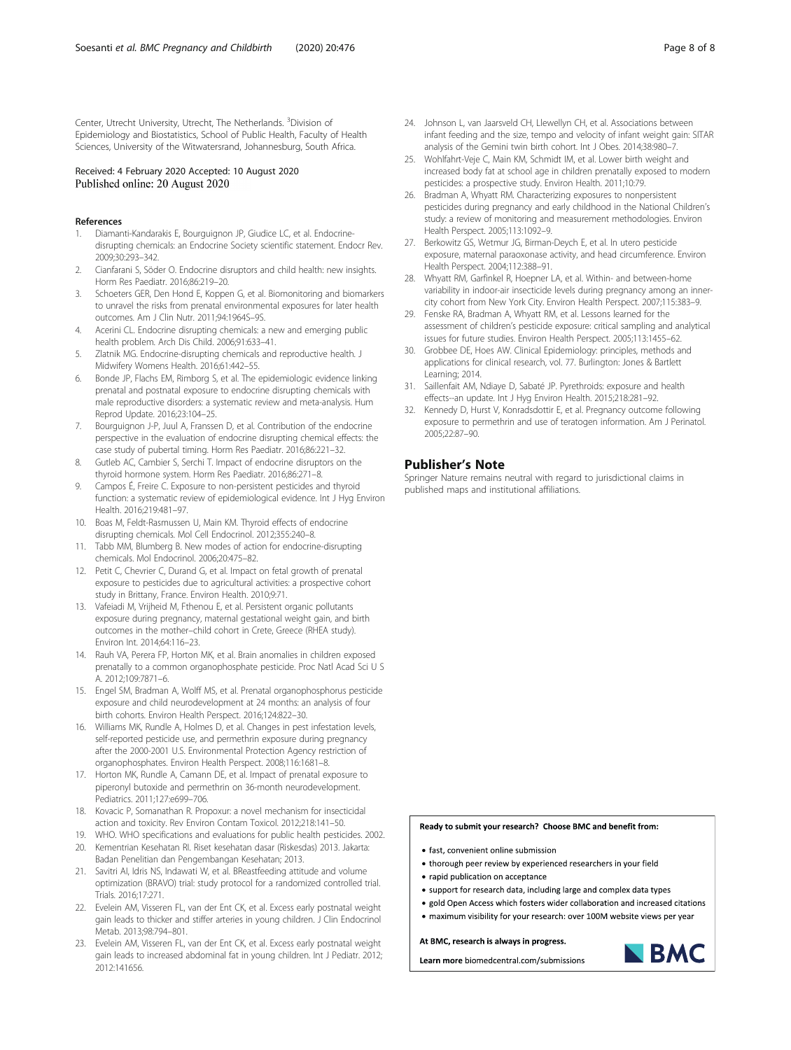Center, Utrecht University, Utrecht, The Netherlands. [3]Division of Epidemiology and Biostatistics, School of Public Health, Faculty of Health Sciences, University of the Witwatersrand, Johannesburg, South Africa.

Received: 4 February 2020 Accepted: 10 August 2020
Published online: 20 August 2020

## References

1. Diamanti-Kandarakis E, Bourguignon JP, Giudice LC, et al. Endocrine-disrupting chemicals: an Endocrine Society scientific statement. Endocr Rev. 2009;30:293–342.
2. Cianfarani S, Söder O. Endocrine disruptors and child health: new insights. Horm Res Paediatr. 2016;86:219–20.
3. Schoeters GER, Den Hond E, Koppen G, et al. Biomonitoring and biomarkers to unravel the risks from prenatal environmental exposures for later health outcomes. Am J Clin Nutr. 2011;94:1964S–9S.
4. Acerini CL. Endocrine disrupting chemicals: a new and emerging public health problem. Arch Dis Child. 2006;91:633–41.
5. Zlatnik MG. Endocrine-disrupting chemicals and reproductive health. J Midwifery Womens Health. 2016;61:442–55.
6. Bonde JP, Flachs EM, Rimborg S, et al. The epidemiologic evidence linking prenatal and postnatal exposure to endocrine disrupting chemicals with male reproductive disorders: a systematic review and meta-analysis. Hum Reprod Update. 2016;23:104–25.
7. Bourguignon J-P, Juul A, Franssen D, et al. Contribution of the endocrine perspective in the evaluation of endocrine disrupting chemical effects: the case study of pubertal timing. Horm Res Paediatr. 2016;86:221–32.
8. Gutleb AC, Cambier S, Serchi T. Impact of endocrine disruptors on the thyroid hormone system. Horm Res Paediatr. 2016;86:271–8.
9. Campos É, Freire C. Exposure to non-persistent pesticides and thyroid function: a systematic review of epidemiological evidence. Int J Hyg Environ Health. 2016;219:481–97.
10. Boas M, Feldt-Rasmussen U, Main KM. Thyroid effects of endocrine disrupting chemicals. Mol Cell Endocrinol. 2012;355:240–8.
11. Tabb MM, Blumberg B. New modes of action for endocrine-disrupting chemicals. Mol Endocrinol. 2006;20:475–82.
12. Petit C, Chevrier C, Durand G, et al. Impact on fetal growth of prenatal exposure to pesticides due to agricultural activities: a prospective cohort study in Brittany, France. Environ Health. 2010;9:71.
13. Vafeiadi M, Vrijheid M, Fthenou E, et al. Persistent organic pollutants exposure during pregnancy, maternal gestational weight gain, and birth outcomes in the mother–child cohort in Crete, Greece (RHEA study). Environ Int. 2014;64:116–23.
14. Rauh VA, Perera FP, Horton MK, et al. Brain anomalies in children exposed prenatally to a common organophosphate pesticide. Proc Natl Acad Sci U S A. 2012;109:7871–6.
15. Engel SM, Bradman A, Wolff MS, et al. Prenatal organophosphorus pesticide exposure and child neurodevelopment at 24 months: an analysis of four birth cohorts. Environ Health Perspect. 2016;124:822–30.
16. Williams MK, Rundle A, Holmes D, et al. Changes in pest infestation levels, self-reported pesticide use, and permethrin exposure during pregnancy after the 2000-2001 U.S. Environmental Protection Agency restriction of organophosphates. Environ Health Perspect. 2008;116:1681–8.
17. Horton MK, Rundle A, Camann DE, et al. Impact of prenatal exposure to piperonyl butoxide and permethrin on 36-month neurodevelopment. Pediatrics. 2011;127:e699–706.
18. Kovacic P, Somanathan R. Propoxur: a novel mechanism for insecticidal action and toxicity. Rev Environ Contam Toxicol. 2012;218:141–50.
19. WHO. WHO specifications and evaluations for public health pesticides. 2002.
20. Kementrian Kesehatan RI. Riset kesehatan dasar (Riskesdas) 2013. Jakarta: Badan Penelitian dan Pengembangan Kesehatan; 2013.
21. Savitri AI, Idris NS, Indawati W, et al. BReastfeeding attitude and volume optimization (BRAVO) trial: study protocol for a randomized controlled trial. Trials. 2016;17:271.
22. Evelein AM, Visseren FL, van der Ent CK, et al. Excess early postnatal weight gain leads to thicker and stiffer arteries in young children. J Clin Endocrinol Metab. 2013;98:794–801.
23. Evelein AM, Visseren FL, van der Ent CK, et al. Excess early postnatal weight gain leads to increased abdominal fat in young children. Int J Pediatr. 2012; 2012:141656.
24. Johnson L, van Jaarsveld CH, Llewellyn CH, et al. Associations between infant feeding and the size, tempo and velocity of infant weight gain: SITAR analysis of the Gemini twin birth cohort. Int J Obes. 2014;38:980–7.
25. Wohlfahrt-Veje C, Main KM, Schmidt IM, et al. Lower birth weight and increased body fat at school age in children prenatally exposed to modern pesticides: a prospective study. Environ Health. 2011;10:79.
26. Bradman A, Whyatt RM. Characterizing exposures to nonpersistent pesticides during pregnancy and early childhood in the National Children's study: a review of monitoring and measurement methodologies. Environ Health Perspect. 2005;113:1092–9.
27. Berkowitz GS, Wetmur JG, Birman-Deych E, et al. In utero pesticide exposure, maternal paraoxonase activity, and head circumference. Environ Health Perspect. 2004;112:388–91.
28. Whyatt RM, Garfinkel R, Hoepner LA, et al. Within- and between-home variability in indoor-air insecticide levels during pregnancy among an inner-city cohort from New York City. Environ Health Perspect. 2007;115:383–9.
29. Fenske RA, Bradman A, Whyatt RM, et al. Lessons learned for the assessment of children's pesticide exposure: critical sampling and analytical issues for future studies. Environ Health Perspect. 2005;113:1455–62.
30. Grobbee DE, Hoes AW. Clinical Epidemiology: principles, methods and applications for clinical research, vol. 77. Burlington: Jones & Bartlett Learning; 2014.
31. Saillenfait AM, Ndiaye D, Sabaté JP. Pyrethroids: exposure and health effects--an update. Int J Hyg Environ Health. 2015;218:281–92.
32. Kennedy D, Hurst V, Konradsdottir E, et al. Pregnancy outcome following exposure to permethrin and use of teratogen information. Am J Perinatol. 2005;22:87–90.

## Publisher's Note

Springer Nature remains neutral with regard to jurisdictional claims in published maps and institutional affiliations.

**Ready to submit your research? Choose BMC and benefit from:**

- fast, convenient online submission
- thorough peer review by experienced researchers in your field
- rapid publication on acceptance
- support for research data, including large and complex data types
- gold Open Access which fosters wider collaboration and increased citations
- maximum visibility for your research: over 100M website views per year

**At BMC, research is always in progress.**

**Learn more** biomedcentral.com/submissions

BMC